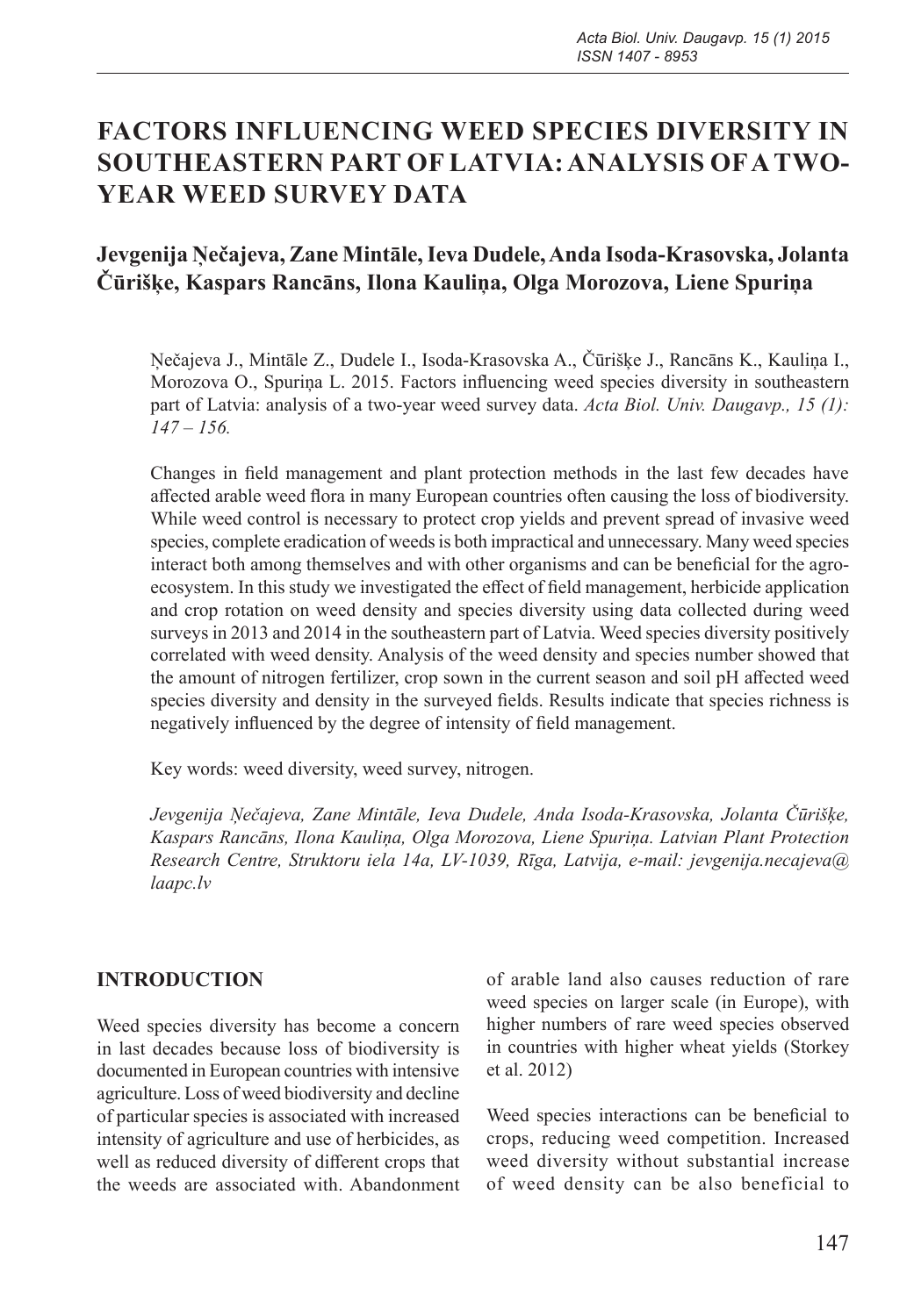# FACTORS INFLUENCING WEED SPECIES DIVERSITY IN SOUTHEASTERN PART OF LATVIA: ANALYSIS OF A TWO-YEAR WEED SURVEY DATA

## Jevgenija Ņečajeva, Zane Mintāle, Ieva Dudele, Anda Isoda-Krasovska, Jolanta Čūrišķe, Kaspars Rancāns, Ilona Kauliņa, Olga Morozova, Liene Spuriņa

Ņečajeva J., Mintāle Z., Dudele I., Isoda-Krasovska A., Čūrišķe J., Rancāns K., Kauliņa I., Morozova O., Spuriņa L. 2015. Factors influencing weed species diversity in southeastern part of Latvia: analysis of a two-year weed survey data. *Acta Biol. Univ. Daugavp., 15 (1): 147 – 156.*

Changes in field management and plant protection methods in the last few decades have affected arable weed flora in many European countries often causing the loss of biodiversity. While weed control is necessary to protect crop yields and prevent spread of invasive weed species, complete eradication of weeds is both impractical and unnecessary. Many weed species interact both among themselves and with other organisms and can be beneficial for the agro-ecosystem. In this study we investigated the effect of field management, herbicide application and crop rotation on weed density and species diversity using data collected during weed surveys in 2013 and 2014 in the southeastern part of Latvia. Weed species diversity positively correlated with weed density. Analysis of the weed density and species number showed that the amount of nitrogen fertilizer, crop sown in the current season and soil pH affected weed species diversity and density in the surveyed fields. Results indicate that species richness is negatively influenced by the degree of intensity of field management.

Key words: weed diversity, weed survey, nitrogen.

*Jevgenija Ņečajeva, Zane Mintāle, Ieva Dudele, Anda Isoda-Krasovska, Jolanta Čūrišķe, Kaspars Rancāns, Ilona Kauliņa, Olga Morozova, Liene Spuriņa. Latvian Plant Protection Research Centre, Struktoru iela 14a, LV-1039, Rīga, Latvija, e-mail: jevgenija.necajeva@laapc.lv*

## INTRODUCTION

Weed species diversity has become a concern in last decades because loss of biodiversity is documented in European countries with intensive agriculture. Loss of weed biodiversity and decline of particular species is associated with increased intensity of agriculture and use of herbicides, as well as reduced diversity of different crops that the weeds are associated with. Abandonment of arable land also causes reduction of rare weed species on larger scale (in Europe), with higher numbers of rare weed species observed in countries with higher wheat yields (Storkey et al. 2012)

Weed species interactions can be beneficial to crops, reducing weed competition. Increased weed diversity without substantial increase of weed density can be also beneficial to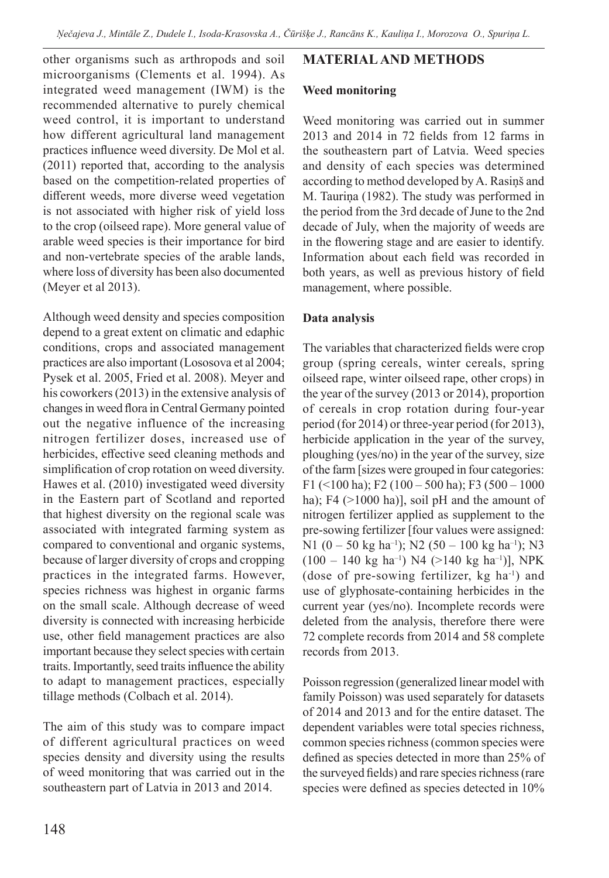other organisms such as arthropods and soil microorganisms (Clements et al. 1994). As integrated weed management (IWM) is the recommended alternative to purely chemical weed control, it is important to understand how different agricultural land management practices influence weed diversity. De Mol et al. (2011) reported that, according to the analysis based on the competition-related properties of different weeds, more diverse weed vegetation is not associated with higher risk of yield loss to the crop (oilseed rape). More general value of arable weed species is their importance for bird and non-vertebrate species of the arable lands, where loss of diversity has been also documented (Meyer et al 2013).

Although weed density and species composition depend to a great extent on climatic and edaphic conditions, crops and associated management practices are also important (Lososova et al 2004; Pysek et al. 2005, Fried et al. 2008). Meyer and his coworkers (2013) in the extensive analysis of changes in weed flora in Central Germany pointed out the negative influence of the increasing nitrogen fertilizer doses, increased use of herbicides, effective seed cleaning methods and simplification of crop rotation on weed diversity. Hawes et al. (2010) investigated weed diversity in the Eastern part of Scotland and reported that highest diversity on the regional scale was associated with integrated farming system as compared to conventional and organic systems, because of larger diversity of crops and cropping practices in the integrated farms. However, species richness was highest in organic farms on the small scale. Although decrease of weed diversity is connected with increasing herbicide use, other field management practices are also important because they select species with certain traits. Importantly, seed traits influence the ability to adapt to management practices, especially tillage methods (Colbach et al. 2014).

The aim of this study was to compare impact of different agricultural practices on weed species density and diversity using the results of weed monitoring that was carried out in the southeastern part of Latvia in 2013 and 2014.

## MATERIAL AND METHODS

### Weed monitoring

Weed monitoring was carried out in summer 2013 and 2014 in 72 fields from 12 farms in the southeastern part of Latvia. Weed species and density of each species was determined according to method developed by A. Rasiņš and M. Tauriņa (1982). The study was performed in the period from the 3rd decade of June to the 2nd decade of July, when the majority of weeds are in the flowering stage and are easier to identify. Information about each field was recorded in both years, as well as previous history of field management, where possible.

### Data analysis

The variables that characterized fields were crop group (spring cereals, winter cereals, spring oilseed rape, winter oilseed rape, other crops) in the year of the survey (2013 or 2014), proportion of cereals in crop rotation during four-year period (for 2014) or three-year period (for 2013), herbicide application in the year of the survey, ploughing (yes/no) in the year of the survey, size of the farm [sizes were grouped in four categories: F1 (<100 ha); F2 (100 – 500 ha); F3 (500 – 1000 ha); F4 (>1000 ha)], soil pH and the amount of nitrogen fertilizer applied as supplement to the pre-sowing fertilizer [four values were assigned: N1 (0 – 50 kg ha$^{-1}$); N2 (50 – 100 kg ha$^{-1}$); N3 (100 – 140 kg ha$^{-1}$) N4 (>140 kg ha$^{-1}$)], NPK (dose of pre-sowing fertilizer, kg ha$^{-1}$) and use of glyphosate-containing herbicides in the current year (yes/no). Incomplete records were deleted from the analysis, therefore there were 72 complete records from 2014 and 58 complete records from 2013.

Poisson regression (generalized linear model with family Poisson) was used separately for datasets of 2014 and 2013 and for the entire dataset. The dependent variables were total species richness, common species richness (common species were defined as species detected in more than 25% of the surveyed fields) and rare species richness (rare species were defined as species detected in 10%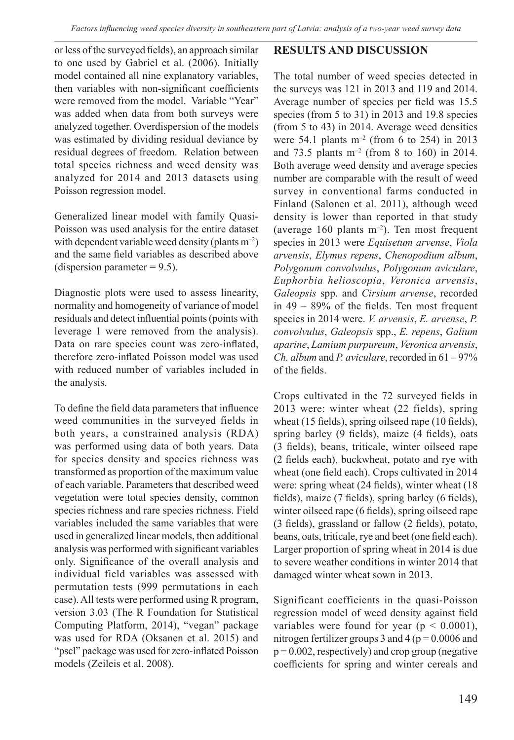or less of the surveyed fields), an approach similar to one used by Gabriel et al. (2006). Initially model contained all nine explanatory variables, then variables with non-significant coefficients were removed from the model. Variable "Year" was added when data from both surveys were analyzed together. Overdispersion of the models was estimated by dividing residual deviance by residual degrees of freedom. Relation between total species richness and weed density was analyzed for 2014 and 2013 datasets using Poisson regression model.

Generalized linear model with family Quasi-Poisson was used analysis for the entire dataset with dependent variable weed density (plants $m^{-2}$) and the same field variables as described above (dispersion parameter = 9.5).

Diagnostic plots were used to assess linearity, normality and homogeneity of variance of model residuals and detect influential points (points with leverage 1 were removed from the analysis). Data on rare species count was zero-inflated, therefore zero-inflated Poisson model was used with reduced number of variables included in the analysis.

To define the field data parameters that influence weed communities in the surveyed fields in both years, a constrained analysis (RDA) was performed using data of both years. Data for species density and species richness was transformed as proportion of the maximum value of each variable. Parameters that described weed vegetation were total species density, common species richness and rare species richness. Field variables included the same variables that were used in generalized linear models, then additional analysis was performed with significant variables only. Significance of the overall analysis and individual field variables was assessed with permutation tests (999 permutations in each case). All tests were performed using R program, version 3.03 (The R Foundation for Statistical Computing Platform, 2014), "vegan" package was used for RDA (Oksanen et al. 2015) and "pscl" package was used for zero-inflated Poisson models (Zeileis et al. 2008).

## RESULTS AND DISCUSSION

The total number of weed species detected in the surveys was 121 in 2013 and 119 and 2014. Average number of species per field was 15.5 species (from 5 to 31) in 2013 and 19.8 species (from 5 to 43) in 2014. Average weed densities were 54.1 plants $m^{-2}$ (from 6 to 254) in 2013 and 73.5 plants $m^{-2}$ (from 8 to 160) in 2014. Both average weed density and average species number are comparable with the result of weed survey in conventional farms conducted in Finland (Salonen et al. 2011), although weed density is lower than reported in that study (average 160 plants $m^{-2}$). Ten most frequent species in 2013 were *Equisetum arvense*, *Viola arvensis*, *Elymus repens*, *Chenopodium album*, *Polygonum convolvulus*, *Polygonum aviculare*, *Euphorbia helioscopia*, *Veronica arvensis*, *Galeopsis* spp. and *Cirsium arvense*, recorded in 49 – 89% of the fields. Ten most frequent species in 2014 were. *V. arvensis*, *E. arvense*, *P. convolvulus*, *Galeopsis* spp., *E. repens*, *Galium aparine*, *Lamium purpureum*, *Veronica arvensis*, *Ch. album* and *P. aviculare*, recorded in 61 – 97% of the fields.

Crops cultivated in the 72 surveyed fields in 2013 were: winter wheat (22 fields), spring wheat (15 fields), spring oilseed rape (10 fields), spring barley (9 fields), maize (4 fields), oats (3 fields), beans, triticale, winter oilseed rape (2 fields each), buckwheat, potato and rye with wheat (one field each). Crops cultivated in 2014 were: spring wheat (24 fields), winter wheat (18 fields), maize (7 fields), spring barley (6 fields), winter oilseed rape (6 fields), spring oilseed rape (3 fields), grassland or fallow (2 fields), potato, beans, oats, triticale, rye and beet (one field each). Larger proportion of spring wheat in 2014 is due to severe weather conditions in winter 2014 that damaged winter wheat sown in 2013.

Significant coefficients in the quasi-Poisson regression model of weed density against field variables were found for year ($p < 0.0001$), nitrogen fertilizer groups 3 and 4 ($p = 0.0006$ and $p = 0.002$, respectively) and crop group (negative coefficients for spring and winter cereals and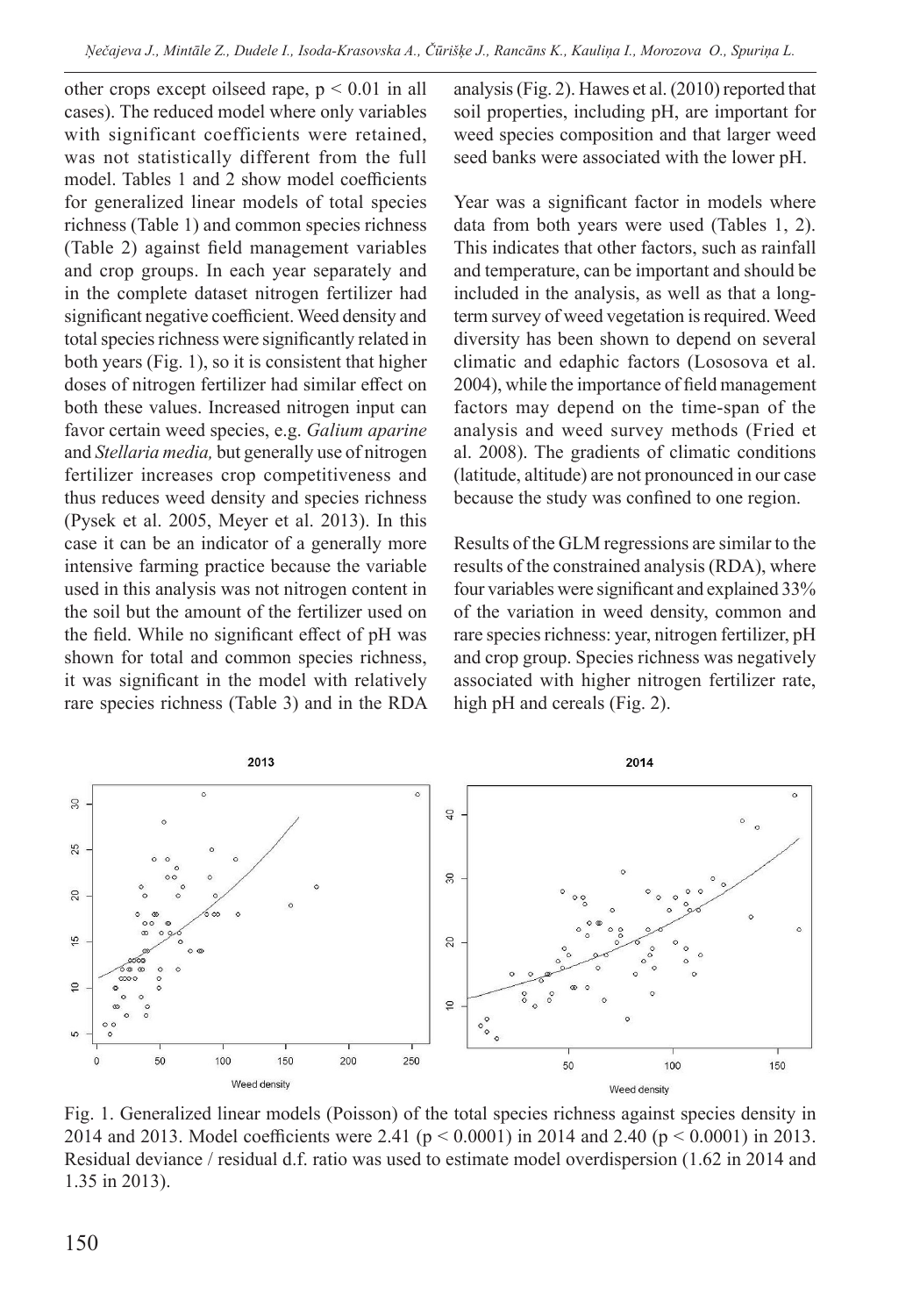other crops except oilseed rape, $p < 0.01$ in all cases). The reduced model where only variables with significant coefficients were retained, was not statistically different from the full model. Tables 1 and 2 show model coefficients for generalized linear models of total species richness (Table 1) and common species richness (Table 2) against field management variables and crop groups. In each year separately and in the complete dataset nitrogen fertilizer had significant negative coefficient. Weed density and total species richness were significantly related in both years (Fig. 1), so it is consistent that higher doses of nitrogen fertilizer had similar effect on both these values. Increased nitrogen input can favor certain weed species, e.g. *Galium aparine* and *Stellaria media,* but generally use of nitrogen fertilizer increases crop competitiveness and thus reduces weed density and species richness (Pysek et al. 2005, Meyer et al. 2013). In this case it can be an indicator of a generally more intensive farming practice because the variable used in this analysis was not nitrogen content in the soil but the amount of the fertilizer used on the field. While no significant effect of pH was shown for total and common species richness, it was significant in the model with relatively rare species richness (Table 3) and in the RDA analysis (Fig. 2). Hawes et al. (2010) reported that soil properties, including pH, are important for weed species composition and that larger weed seed banks were associated with the lower pH.

Year was a significant factor in models where data from both years were used (Tables 1, 2). This indicates that other factors, such as rainfall and temperature, can be important and should be included in the analysis, as well as that a long-term survey of weed vegetation is required. Weed diversity has been shown to depend on several climatic and edaphic factors (Lososova et al. 2004), while the importance of field management factors may depend on the time-span of the analysis and weed survey methods (Fried et al. 2008). The gradients of climatic conditions (latitude, altitude) are not pronounced in our case because the study was confined to one region.

Results of the GLM regressions are similar to the results of the constrained analysis (RDA), where four variables were significant and explained 33% of the variation in weed density, common and rare species richness: year, nitrogen fertilizer, pH and crop group. Species richness was negatively associated with higher nitrogen fertilizer rate, high pH and cereals (Fig. 2).

Fig. 1. Generalized linear models (Poisson) of the total species richness against species density in 2014 and 2013. Model coefficients were 2.41 ($p < 0.0001$) in 2014 and 2.40 ($p < 0.0001$) in 2013. Residual deviance / residual d.f. ratio was used to estimate model overdispersion (1.62 in 2014 and 1.35 in 2013).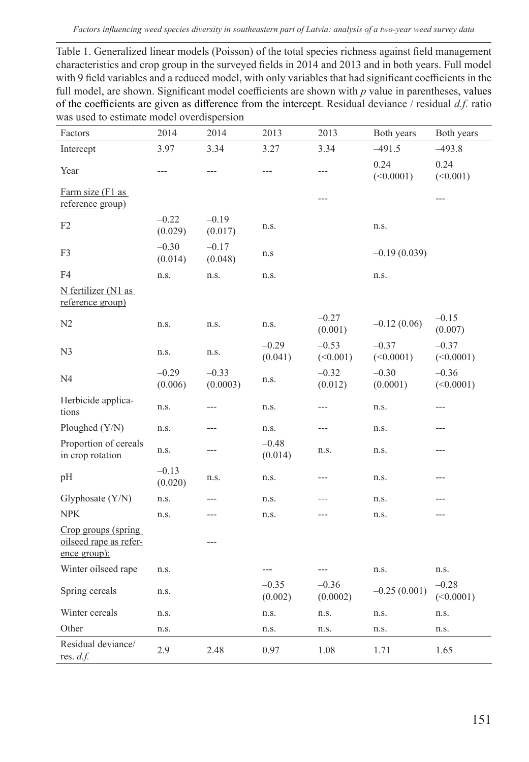Table 1. Generalized linear models (Poisson) of the total species richness against field management characteristics and crop group in the surveyed fields in 2014 and 2013 and in both years. Full model with 9 field variables and a reduced model, with only variables that had significant coefficients in the full model, are shown. Significant model coefficients are shown with *p* value in parentheses, values of the coefficients are given as difference from the intercept. Residual deviance / residual *d.f.* ratio was used to estimate model overdispersion

| Factors | 2014 | 2014 | 2013 | 2013 | Both years | Both years |
|---|---|---|---|---|---|---|
| Intercept | 3.97 | 3.34 | 3.27 | 3.34 | –491.5 | –493.8 |
| Year | --- | --- | --- | --- | 0.24 (<0.0001) | 0.24 (<0.001) |
| Farm size (F1 as reference group) | | | | --- | | --- |
| F2 | –0.22 (0.029) | –0.19 (0.017) | n.s. | | n.s. | |
| F3 | –0.30 (0.014) | –0.17 (0.048) | n.s | | –0.19 (0.039) | |
| F4 | n.s. | n.s. | n.s. | | n.s. | |
| N fertilizer (N1 as reference group) | | | | | | |
| N2 | n.s. | n.s. | n.s. | –0.27 (0.001) | –0.12 (0.06) | –0.15 (0.007) |
| N3 | n.s. | n.s. | –0.29 (0.041) | –0.53 (<0.001) | –0.37 (<0.0001) | –0.37 (<0.0001) |
| N4 | –0.29 (0.006) | –0.33 (0.0003) | n.s. | –0.32 (0.012) | –0.30 (0.0001) | –0.36 (<0.0001) |
| Herbicide applications | n.s. | --- | n.s. | --- | n.s. | --- |
| Ploughed (Y/N) | n.s. | --- | n.s. | --- | n.s. | --- |
| Proportion of cereals in crop rotation | n.s. | --- | –0.48 (0.014) | n.s. | n.s. | --- |
| pH | –0.13 (0.020) | n.s. | n.s. | --- | n.s. | --- |
| Glyphosate (Y/N) | n.s. | --- | n.s. | --- | n.s. | --- |
| NPK | n.s. | --- | n.s. | --- | n.s. | --- |
| Crop groups (spring oilseed rape as reference group): | | --- | | | | |
| Winter oilseed rape | n.s. | | --- | --- | n.s. | n.s. |
| Spring cereals | n.s. | | –0.35 (0.002) | –0.36 (0.0002) | –0.25 (0.001) | –0.28 (<0.0001) |
| Winter cereals | n.s. | | n.s. | n.s. | n.s. | n.s. |
| Other | n.s. | | n.s. | n.s. | n.s. | n.s. |
| Residual deviance/ res. *d.f.* | 2.9 | 2.48 | 0.97 | 1.08 | 1.71 | 1.65 |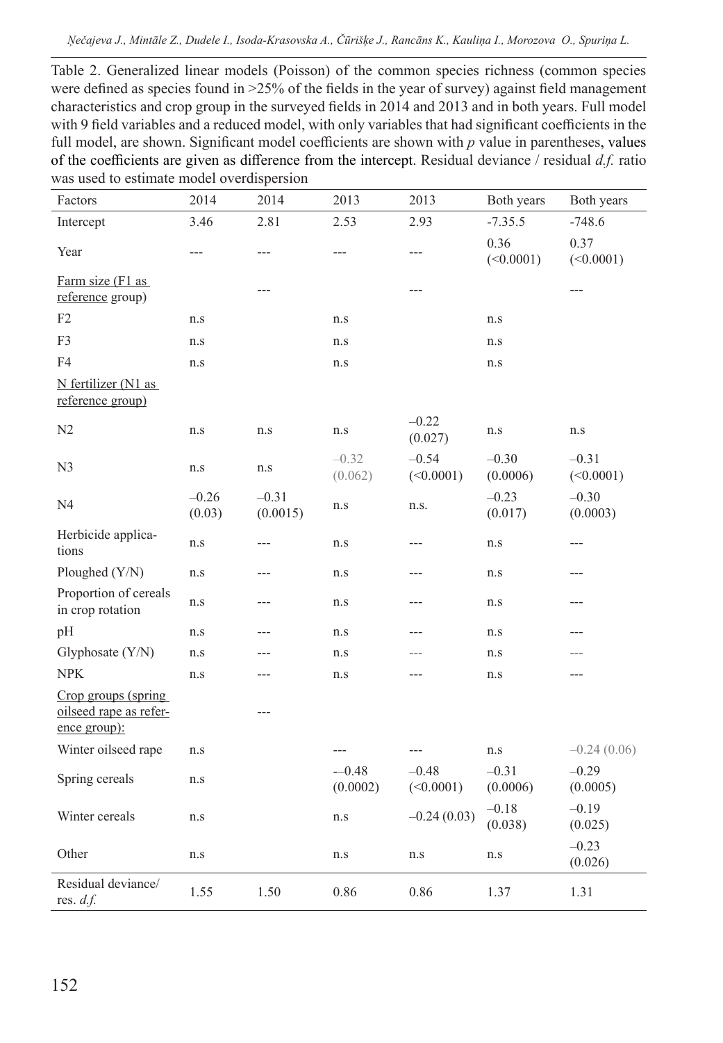Table 2. Generalized linear models (Poisson) of the common species richness (common species were defined as species found in >25% of the fields in the year of survey) against field management characteristics and crop group in the surveyed fields in 2014 and 2013 and in both years. Full model with 9 field variables and a reduced model, with only variables that had significant coefficients in the full model, are shown. Significant model coefficients are shown with *p* value in parentheses, values of the coefficients are given as difference from the intercept. Residual deviance / residual *d.f.* ratio was used to estimate model overdispersion

| Factors | 2014 | 2014 | 2013 | 2013 | Both years | Both years |
|---|---|---|---|---|---|---|
| Intercept | 3.46 | 2.81 | 2.53 | 2.93 | -7.35.5 | -748.6 |
| Year | --- | --- | --- | --- | 0.36 (<0.0001) | 0.37 (<0.0001) |
| Farm size (F1 as reference group) | | --- | | --- | | --- |
| F2 | n.s | | n.s | | n.s | |
| F3 | n.s | | n.s | | n.s | |
| F4 | n.s | | n.s | | n.s | |
| N fertilizer (N1 as reference group) | | | | | | |
| N2 | n.s | n.s | n.s | –0.22 (0.027) | n.s | n.s |
| N3 | n.s | n.s | –0.32 (0.062) | –0.54 (<0.0001) | –0.30 (0.0006) | –0.31 (<0.0001) |
| N4 | –0.26 (0.03) | –0.31 (0.0015) | n.s | n.s. | –0.23 (0.017) | –0.30 (0.0003) |
| Herbicide applications | n.s | --- | n.s | --- | n.s | --- |
| Ploughed (Y/N) | n.s | --- | n.s | --- | n.s | --- |
| Proportion of cereals in crop rotation | n.s | --- | n.s | --- | n.s | --- |
| pH | n.s | --- | n.s | --- | n.s | --- |
| Glyphosate (Y/N) | n.s | --- | n.s | --- | n.s | --- |
| NPK | n.s | --- | n.s | --- | n.s | --- |
| Crop groups (spring oilseed rape as reference group): | | --- | | | | |
| Winter oilseed rape | n.s | | --- | --- | n.s | –0.24 (0.06) |
| Spring cereals | n.s | | -–0.48 (0.0002) | –0.48 (<0.0001) | –0.31 (0.0006) | –0.29 (0.0005) |
| Winter cereals | n.s | | n.s | –0.24 (0.03) | –0.18 (0.038) | –0.19 (0.025) |
| Other | n.s | | n.s | n.s | n.s | –0.23 (0.026) |
| Residual deviance/ res. *d.f.* | 1.55 | 1.50 | 0.86 | 0.86 | 1.37 | 1.31 |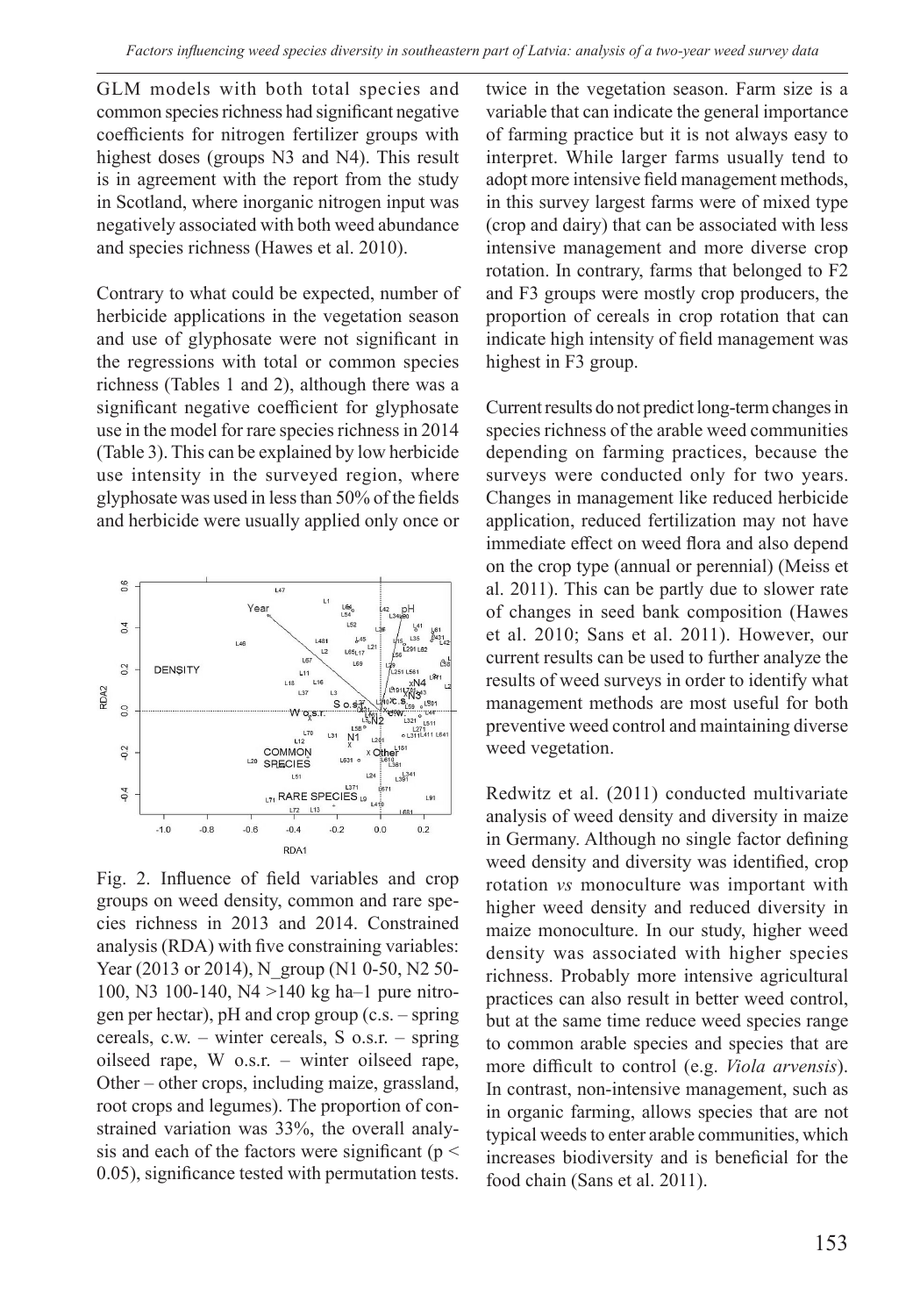GLM models with both total species and common species richness had significant negative coefficients for nitrogen fertilizer groups with highest doses (groups N3 and N4). This result is in agreement with the report from the study in Scotland, where inorganic nitrogen input was negatively associated with both weed abundance and species richness (Hawes et al. 2010).

Contrary to what could be expected, number of herbicide applications in the vegetation season and use of glyphosate were not significant in the regressions with total or common species richness (Tables 1 and 2), although there was a significant negative coefficient for glyphosate use in the model for rare species richness in 2014 (Table 3). This can be explained by low herbicide use intensity in the surveyed region, where glyphosate was used in less than 50% of the fields and herbicide were usually applied only once or twice in the vegetation season. Farm size is a variable that can indicate the general importance of farming practice but it is not always easy to interpret. While larger farms usually tend to adopt more intensive field management methods, in this survey largest farms were of mixed type (crop and dairy) that can be associated with less intensive management and more diverse crop rotation. In contrary, farms that belonged to F2 and F3 groups were mostly crop producers, the proportion of cereals in crop rotation that can indicate high intensity of field management was highest in F3 group.

Fig. 2. Influence of field variables and crop groups on weed density, common and rare species richness in 2013 and 2014. Constrained analysis (RDA) with five constraining variables: Year (2013 or 2014), N_group (N1 0-50, N2 50-100, N3 100-140, N4 >140 kg ha–1 pure nitrogen per hectar), pH and crop group (c.s. – spring cereals, c.w. – winter cereals, S o.s.r. – spring oilseed rape, W o.s.r. – winter oilseed rape, Other – other crops, including maize, grassland, root crops and legumes). The proportion of constrained variation was 33%, the overall analysis and each of the factors were significant ($p < 0.05$), significance tested with permutation tests.

Current results do not predict long-term changes in species richness of the arable weed communities depending on farming practices, because the surveys were conducted only for two years. Changes in management like reduced herbicide application, reduced fertilization may not have immediate effect on weed flora and also depend on the crop type (annual or perennial) (Meiss et al. 2011). This can be partly due to slower rate of changes in seed bank composition (Hawes et al. 2010; Sans et al. 2011). However, our current results can be used to further analyze the results of weed surveys in order to identify what management methods are most useful for both preventive weed control and maintaining diverse weed vegetation.

Redwitz et al. (2011) conducted multivariate analysis of weed density and diversity in maize in Germany. Although no single factor defining weed density and diversity was identified, crop rotation *vs* monoculture was important with higher weed density and reduced diversity in maize monoculture. In our study, higher weed density was associated with higher species richness. Probably more intensive agricultural practices can also result in better weed control, but at the same time reduce weed species range to common arable species and species that are more difficult to control (e.g. *Viola arvensis*). In contrast, non-intensive management, such as in organic farming, allows species that are not typical weeds to enter arable communities, which increases biodiversity and is beneficial for the food chain (Sans et al. 2011).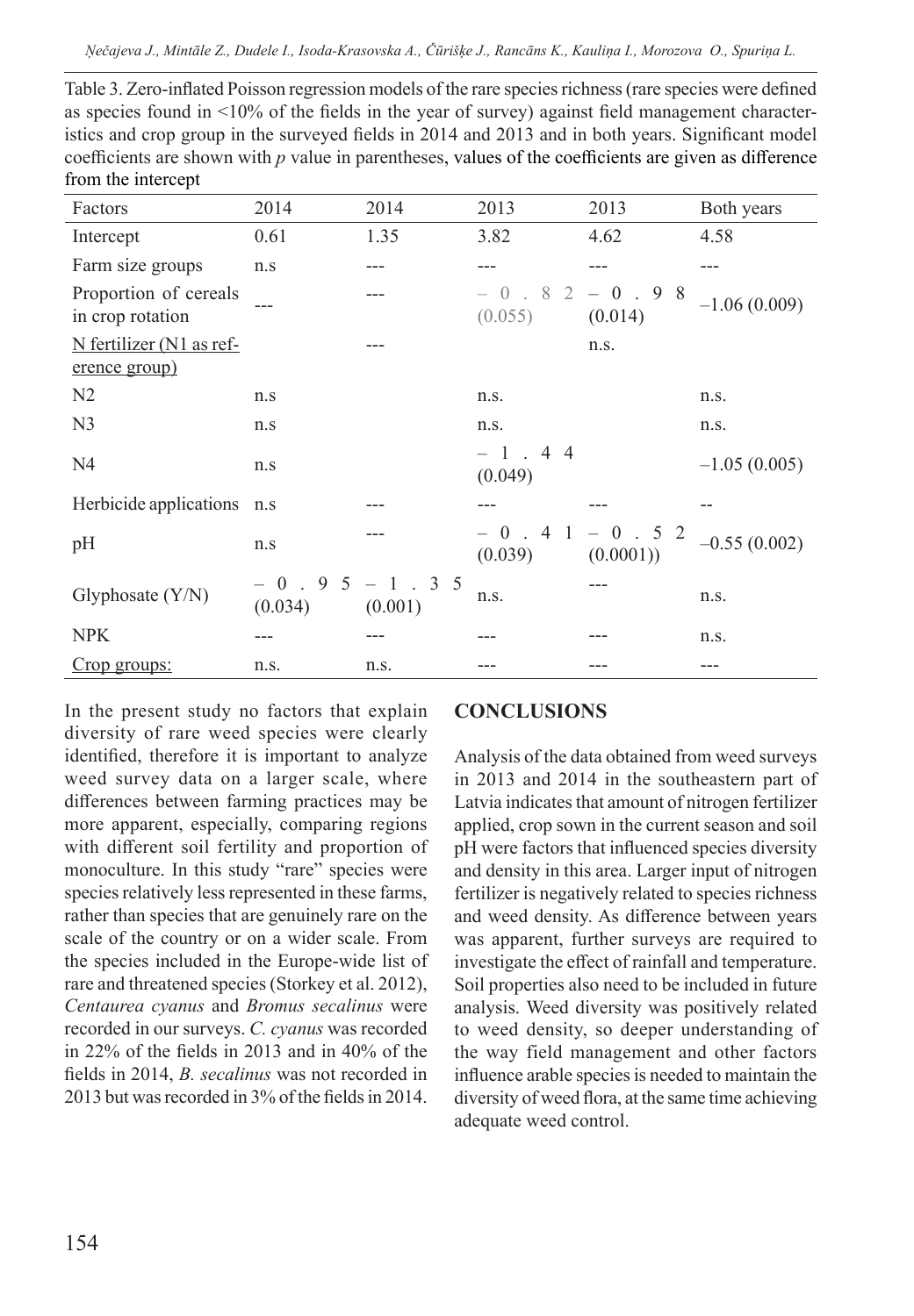Table 3. Zero-inflated Poisson regression models of the rare species richness (rare species were defined as species found in <10% of the fields in the year of survey) against field management characteristics and crop group in the surveyed fields in 2014 and 2013 and in both years. Significant model coefficients are shown with *p* value in parentheses, values of the coefficients are given as difference from the intercept

| Factors | 2014 | 2014 | 2013 | 2013 | Both years |
|---|---|---|---|---|---|
| Intercept | 0.61 | 1.35 | 3.82 | 4.62 | 4.58 |
| Farm size groups | n.s | --- | --- | --- | --- |
| Proportion of cereals in crop rotation | --- | --- | –0.82 (0.055) | –0.98 (0.014) | –1.06 (0.009) |
| N fertilizer (N1 as reference group) | | --- | | n.s. | |
| N2 | n.s | | n.s. | | n.s. |
| N3 | n.s | | n.s. | | n.s. |
| N4 | n.s | | –1.44 (0.049) | | –1.05 (0.005) |
| Herbicide applications | n.s | --- | --- | --- | -- |
| pH | n.s | --- | –0.41 (0.039) | –0.52 (0.0001)) | –0.55 (0.002) |
| Glyphosate (Y/N) | –0.95 (0.034) | –1.35 (0.001) | n.s. | --- | n.s. |
| NPK | --- | --- | --- | --- | n.s. |
| Crop groups: | n.s. | n.s. | --- | --- | --- |

In the present study no factors that explain diversity of rare weed species were clearly identified, therefore it is important to analyze weed survey data on a larger scale, where differences between farming practices may be more apparent, especially, comparing regions with different soil fertility and proportion of monoculture. In this study "rare" species were species relatively less represented in these farms, rather than species that are genuinely rare on the scale of the country or on a wider scale. From the species included in the Europe-wide list of rare and threatened species (Storkey et al. 2012), *Centaurea cyanus* and *Bromus secalinus* were recorded in our surveys. *C. cyanus* was recorded in 22% of the fields in 2013 and in 40% of the fields in 2014, *B. secalinus* was not recorded in 2013 but was recorded in 3% of the fields in 2014.

## CONCLUSIONS

Analysis of the data obtained from weed surveys in 2013 and 2014 in the southeastern part of Latvia indicates that amount of nitrogen fertilizer applied, crop sown in the current season and soil pH were factors that influenced species diversity and density in this area. Larger input of nitrogen fertilizer is negatively related to species richness and weed density. As difference between years was apparent, further surveys are required to investigate the effect of rainfall and temperature. Soil properties also need to be included in future analysis. Weed diversity was positively related to weed density, so deeper understanding of the way field management and other factors influence arable species is needed to maintain the diversity of weed flora, at the same time achieving adequate weed control.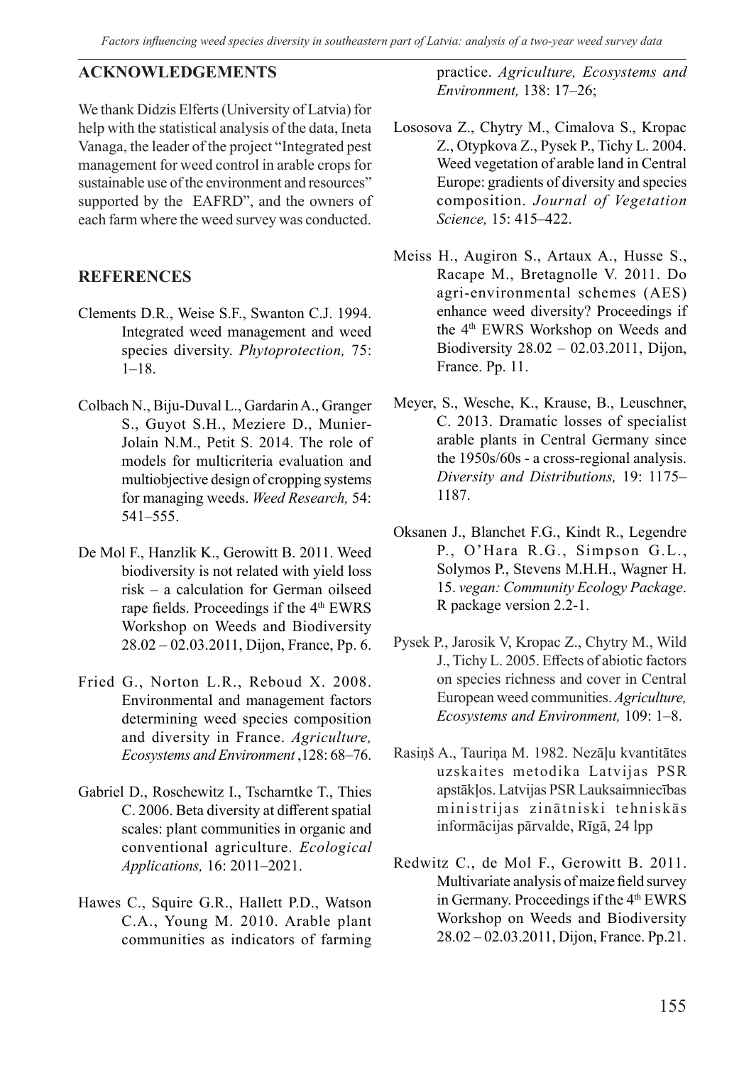## ACKNOWLEDGEMENTS

We thank Didzis Elferts (University of Latvia) for help with the statistical analysis of the data, Ineta Vanaga, the leader of the project "Integrated pest management for weed control in arable crops for sustainable use of the environment and resources" supported by the EAFRD", and the owners of each farm where the weed survey was conducted.

## REFERENCES

Clements D.R., Weise S.F., Swanton C.J. 1994. Integrated weed management and weed species diversity. *Phytoprotection,* 75: 1–18.

Colbach N., Biju-Duval L., Gardarin A., Granger S., Guyot S.H., Meziere D., Munier-Jolain N.M., Petit S. 2014. The role of models for multicriteria evaluation and multiobjective design of cropping systems for managing weeds. *Weed Research,* 54: 541–555.

De Mol F., Hanzlik K., Gerowitt B. 2011. Weed biodiversity is not related with yield loss risk – a calculation for German oilseed rape fields. Proceedings if the 4th EWRS Workshop on Weeds and Biodiversity 28.02 – 02.03.2011, Dijon, France, Pp. 6.

Fried G., Norton L.R., Reboud X. 2008. Environmental and management factors determining weed species composition and diversity in France. *Agriculture, Ecosystems and Environment* ,128: 68–76.

Gabriel D., Roschewitz I., Tscharntke T., Thies C. 2006. Beta diversity at different spatial scales: plant communities in organic and conventional agriculture. *Ecological Applications,* 16: 2011–2021.

Hawes C., Squire G.R., Hallett P.D., Watson C.A., Young M. 2010. Arable plant communities as indicators of farming practice. *Agriculture, Ecosystems and Environment,* 138: 17–26;

Lososova Z., Chytry M., Cimalova S., Kropac Z., Otypkova Z., Pysek P., Tichy L. 2004. Weed vegetation of arable land in Central Europe: gradients of diversity and species composition. *Journal of Vegetation Science,* 15: 415–422.

Meiss H., Augiron S., Artaux A., Husse S., Racape M., Bretagnolle V. 2011. Do agri-environmental schemes (AES) enhance weed diversity? Proceedings if the 4th EWRS Workshop on Weeds and Biodiversity 28.02 – 02.03.2011, Dijon, France. Pp. 11.

Meyer, S., Wesche, K., Krause, B., Leuschner, C. 2013. Dramatic losses of specialist arable plants in Central Germany since the 1950s/60s - a cross-regional analysis. *Diversity and Distributions,* 19: 1175–1187.

Oksanen J., Blanchet F.G., Kindt R., Legendre P., O'Hara R.G., Simpson G.L., Solymos P., Stevens M.H.H., Wagner H. 15. *vegan: Community Ecology Package*. R package version 2.2-1.

Pysek P., Jarosik V, Kropac Z., Chytry M., Wild J., Tichy L. 2005. Effects of abiotic factors on species richness and cover in Central European weed communities. *Agriculture, Ecosystems and Environment,* 109: 1–8.

Rasiņš A., Tauriņa M. 1982. Nezāļu kvantitātes uzskaites metodika Latvijas PSR apstākļos. Latvijas PSR Lauksaimniecības ministrijas zinātniski tehniskās informācijas pārvalde, Rīgā, 24 lpp

Redwitz C., de Mol F., Gerowitt B. 2011. Multivariate analysis of maize field survey in Germany. Proceedings if the 4th EWRS Workshop on Weeds and Biodiversity 28.02 – 02.03.2011, Dijon, France. Pp.21.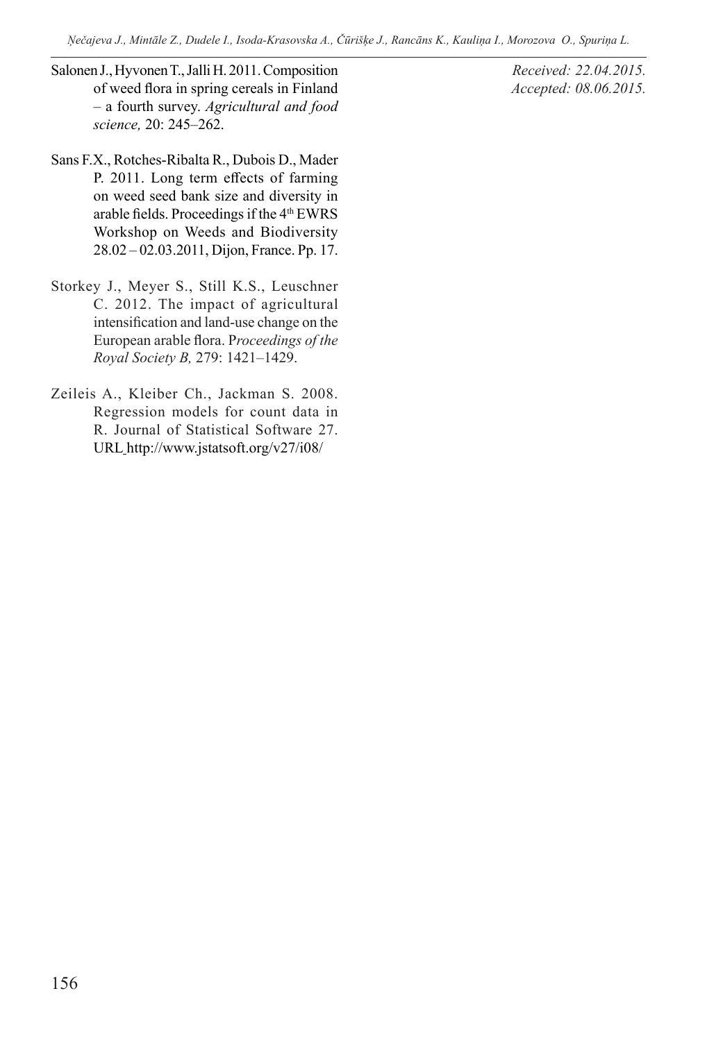Salonen J., Hyvonen T., Jalli H. 2011. Composition of weed flora in spring cereals in Finland – a fourth survey. *Agricultural and food science,* 20: 245–262.

Sans F.X., Rotches-Ribalta R., Dubois D., Mader P. 2011. Long term effects of farming on weed seed bank size and diversity in arable fields. Proceedings if the 4th EWRS Workshop on Weeds and Biodiversity 28.02 – 02.03.2011, Dijon, France. Pp. 17.

Storkey J., Meyer S., Still K.S., Leuschner C. 2012. The impact of agricultural intensification and land-use change on the European arable flora. P*roceedings of the Royal Society B,* 279: 1421–1429.

Zeileis A., Kleiber Ch., Jackman S. 2008. Regression models for count data in R. Journal of Statistical Software 27. URL http://www.jstatsoft.org/v27/i08/

*Received: 22.04.2015.*
*Accepted: 08.06.2015.*